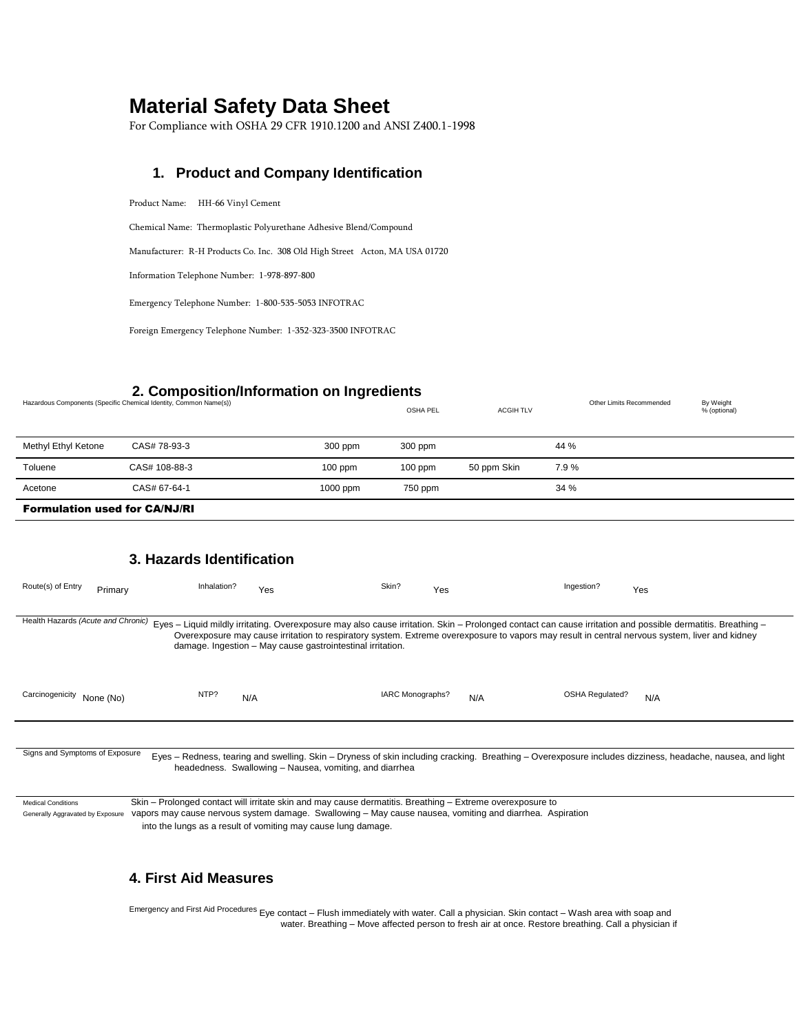# Material Safety Data Sheet

For Compliance with OSHA 29 CFR 1910.1200 and ANSI Z400.1-1998

## 1. Product and Company Identification

Product Name: HH-66 Vinyl Cement

Chemical Name: Thermoplastic Polyurethane Adhesive Blend/Compound

Manufacturer: R-H Products Co. Inc. 308 Old High Street Acton, MA USA 01720

Information Telephone Number: 1-978-897-800

Emergency Telephone Number: 1-800-535-5053 INFOTRAC

Foreign Emergency Telephone Number: 1-352-323-3500 INFOTRAC

## 2. Composition/Information on Ingredients

| Hazardous Components (Specific Chemical Identity, Common Name(s)) | | OSHA PEL | ACGIH TLV | Other Limits Recommended | By Weight % (optional) |
|---|---|---|---|---|---|
| Methyl Ethyl Ketone | CAS# 78-93-3 | 300 ppm | 300 ppm | | 44 % |
| Toluene | CAS# 108-88-3 | 100 ppm | 100 ppm | 50 ppm Skin | 7.9 % |
| Acetone | CAS# 67-64-1 | 1000 ppm | 750 ppm | | 34 % |

**Formulation used for CA/NJ/RI**

## 3. Hazards Identification

| Route(s) of Entry Primary | Inhalation? Yes | Skin? Yes | Ingestion? Yes |
|---|---|---|---|

Health Hazards *(Acute and Chronic)* Eyes – Liquid mildly irritating. Overexposure may also cause irritation. Skin – Prolonged contact can cause irritation and possible dermatitis. Breathing – Overexposure may cause irritation to respiratory system. Extreme overexposure to vapors may result in central nervous system, liver and kidney damage. Ingestion – May cause gastrointestinal irritation.

| Carcinogenicity None (No) | NTP? N/A | IARC Monographs? N/A | OSHA Regulated? N/A |
|---|---|---|---|

Signs and Symptoms of Exposure Eyes – Redness, tearing and swelling. Skin – Dryness of skin including cracking. Breathing – Overexposure includes dizziness, headache, nausea, and light headedness. Swallowing – Nausea, vomiting, and diarrhea

Medical Conditions Generally Aggravated by Exposure Skin – Prolonged contact will irritate skin and may cause dermatitis. Breathing – Extreme overexposure to vapors may cause nervous system damage. Swallowing – May cause nausea, vomiting and diarrhea. Aspiration into the lungs as a result of vomiting may cause lung damage.

## 4. First Aid Measures

Emergency and First Aid Procedures Eye contact – Flush immediately with water. Call a physician. Skin contact – Wash area with soap and water. Breathing – Move affected person to fresh air at once. Restore breathing. Call a physician if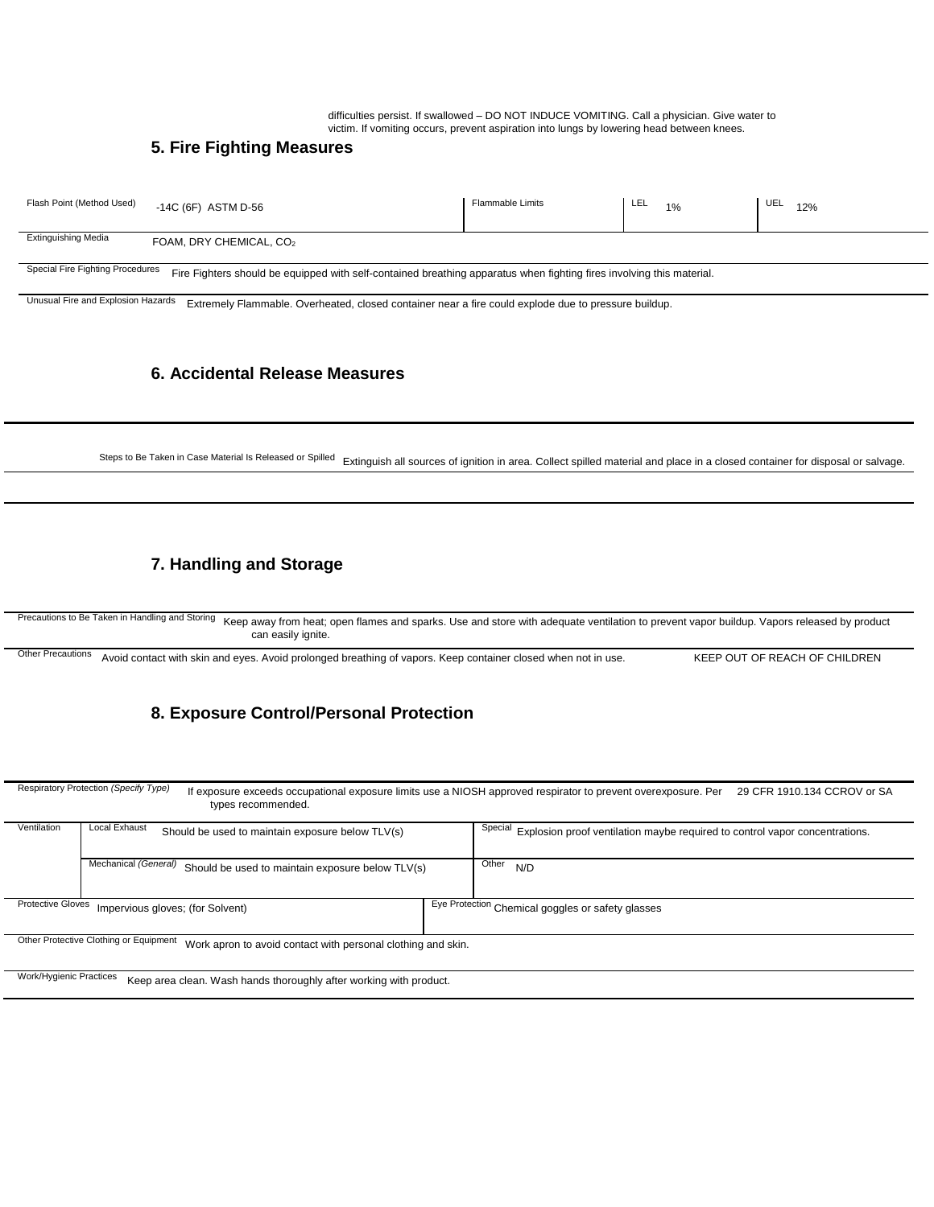difficulties persist. If swallowed – DO NOT INDUCE VOMITING. Call a physician. Give water to victim. If vomiting occurs, prevent aspiration into lungs by lowering head between knees.

## 5. Fire Fighting Measures

| Flash Point (Method Used) | -14C (6F) ASTM D-56 | Flammable Limits | LEL 1% | UEL 12% |
|---|---|---|---|---|

**Extinguishing Media:** FOAM, DRY CHEMICAL, $CO_2$

**Special Fire Fighting Procedures:** Fire Fighters should be equipped with self-contained breathing apparatus when fighting fires involving this material.

**Unusual Fire and Explosion Hazards:** Extremely Flammable. Overheated, closed container near a fire could explode due to pressure buildup.

## 6. Accidental Release Measures

**Steps to Be Taken in Case Material Is Released or Spilled:** Extinguish all sources of ignition in area. Collect spilled material and place in a closed container for disposal or salvage.

## 7. Handling and Storage

**Precautions to Be Taken in Handling and Storing:** Keep away from heat; open flames and sparks. Use and store with adequate ventilation to prevent vapor buildup. Vapors released by product can easily ignite.

**Other Precautions:** Avoid contact with skin and eyes. Avoid prolonged breathing of vapors. Keep container closed when not in use. KEEP OUT OF REACH OF CHILDREN

## 8. Exposure Control/Personal Protection

**Respiratory Protection *(Specify Type)*:** If exposure exceeds occupational exposure limits use a NIOSH approved respirator to prevent overexposure. Per 29 CFR 1910.134 CCROV or SA types recommended.

| Ventilation | | | |
|---|---|---|---|
| Local Exhaust | Should be used to maintain exposure below TLV(s) | Special | Explosion proof ventilation maybe required to control vapor concentrations. |
| Mechanical *(General)* | Should be used to maintain exposure below TLV(s) | Other | N/D |

**Protective Gloves:** Impervious gloves; (for Solvent)

**Eye Protection:** Chemical goggles or safety glasses

**Other Protective Clothing or Equipment:** Work apron to avoid contact with personal clothing and skin.

**Work/Hygienic Practices:** Keep area clean. Wash hands thoroughly after working with product.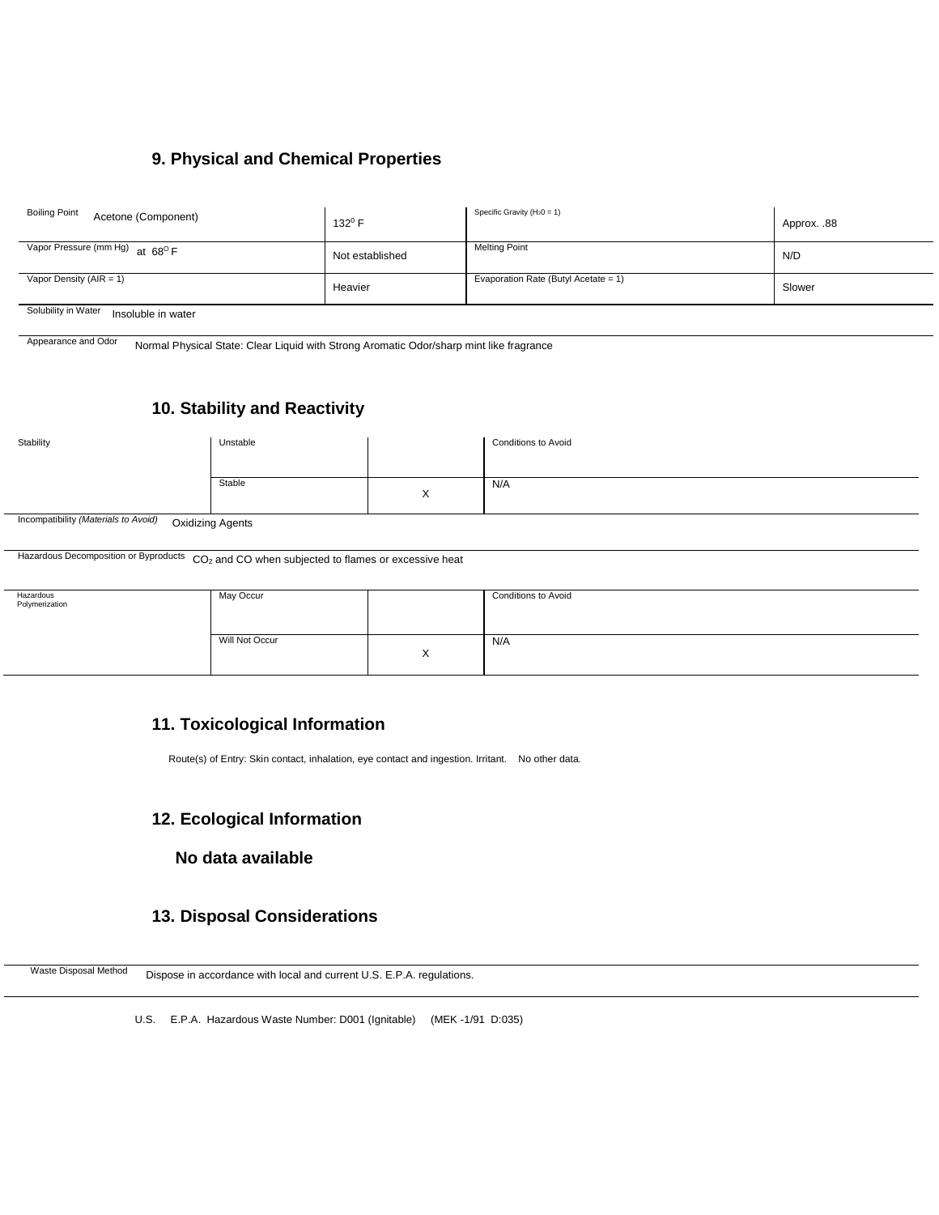## 9. Physical and Chemical Properties

| Property | Value | Property | Value |
|---|---|---|---|
| Boiling Point Acetone (Component) | $132^0$ F | Specific Gravity ($H_2O$ = 1) | Approx. .88 |
| Vapor Pressure (mm Hg) at $68^O$ F | Not established | Melting Point | N/D |
| Vapor Density (AIR = 1) | Heavier | Evaporation Rate (Butyl Acetate = 1) | Slower |

Solubility in Water Insoluble in water

Appearance and Odor Normal Physical State: Clear Liquid with Strong Aromatic Odor/sharp mint like fragrance

## 10. Stability and Reactivity

| Stability | | | Conditions to Avoid |
|---|---|---|---|
| | Unstable | | |
| | Stable | X | N/A |

Incompatibility *(Materials to Avoid)* Oxidizing Agents

Hazardous Decomposition or Byproducts $CO_2$ and CO when subjected to flames or excessive heat

| Hazardous Polymerization | | | Conditions to Avoid |
|---|---|---|---|
| | May Occur | | |
| | Will Not Occur | X | N/A |

## 11. Toxicological Information

Route(s) of Entry: Skin contact, inhalation, eye contact and ingestion. Irritant. No other data.

## 12. Ecological Information

**No data available**

## 13. Disposal Considerations

Waste Disposal Method Dispose in accordance with local and current U.S. E.P.A. regulations.

U.S. E.P.A. Hazardous Waste Number: D001 (Ignitable) (MEK -1/91 D:035)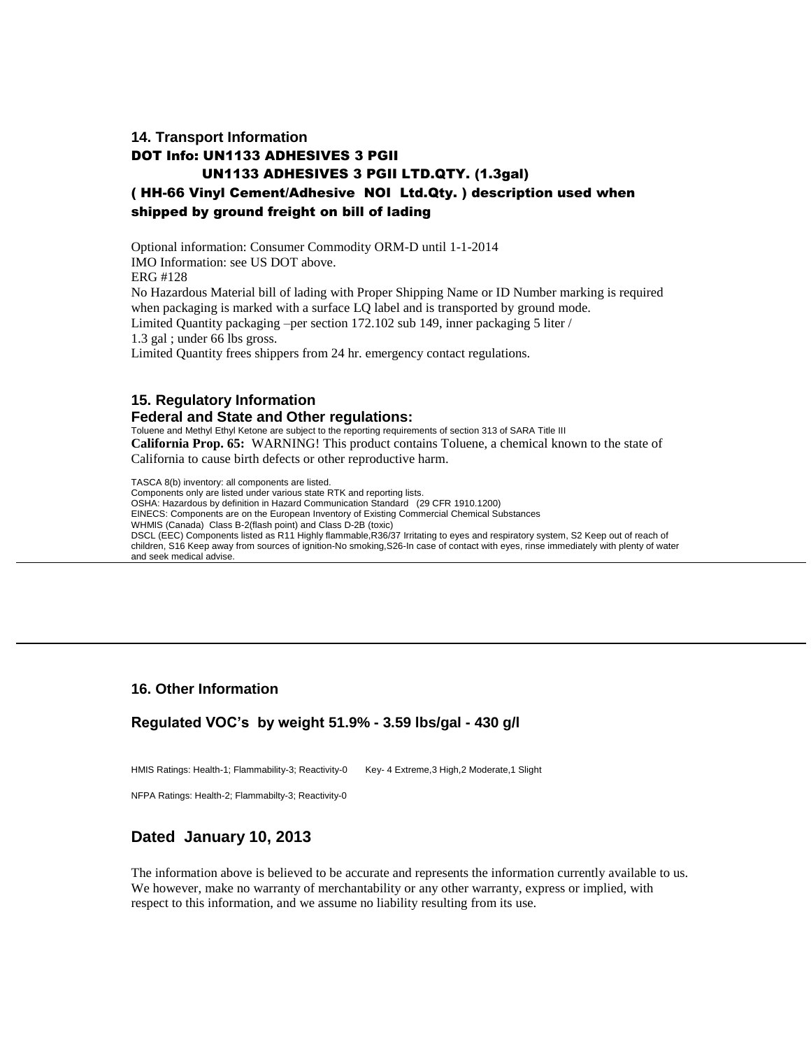## 14. Transport Information

**DOT Info: UN1133 ADHESIVES 3 PGII**

**UN1133 ADHESIVES 3 PGII LTD.QTY. (1.3gal)**

**( HH-66 Vinyl Cement/Adhesive NOI Ltd.Qty. ) description used when shipped by ground freight on bill of lading**

Optional information: Consumer Commodity ORM-D until 1-1-2014
IMO Information: see US DOT above.
ERG #128
No Hazardous Material bill of lading with Proper Shipping Name or ID Number marking is required when packaging is marked with a surface LQ label and is transported by ground mode.
Limited Quantity packaging –per section 172.102 sub 149, inner packaging 5 liter / 1.3 gal ; under 66 lbs gross.
Limited Quantity frees shippers from 24 hr. emergency contact regulations.

## 15. Regulatory Information

### Federal and State and Other regulations:

Toluene and Methyl Ethyl Ketone are subject to the reporting requirements of section 313 of SARA Title III

**California Prop. 65:** WARNING! This product contains Toluene, a chemical known to the state of California to cause birth defects or other reproductive harm.

TASCA 8(b) inventory: all components are listed.
Components only are listed under various state RTK and reporting lists.
OSHA: Hazardous by definition in Hazard Communication Standard (29 CFR 1910.1200)
EINECS: Components are on the European Inventory of Existing Commercial Chemical Substances
WHMIS (Canada) Class B-2(flash point) and Class D-2B (toxic)
DSCL (EEC) Components listed as R11 Highly flammable,R36/37 Irritating to eyes and respiratory system, S2 Keep out of reach of children, S16 Keep away from sources of ignition-No smoking,S26-In case of contact with eyes, rinse immediately with plenty of water and seek medical advise.

## 16. Other Information

**Regulated VOC's by weight 51.9% - 3.59 lbs/gal - 430 g/l**

HMIS Ratings: Health-1; Flammability-3; Reactivity-0 Key- 4 Extreme,3 High,2 Moderate,1 Slight

NFPA Ratings: Health-2; Flammabilty-3; Reactivity-0

## Dated January 10, 2013

The information above is believed to be accurate and represents the information currently available to us. We however, make no warranty of merchantability or any other warranty, express or implied, with respect to this information, and we assume no liability resulting from its use.